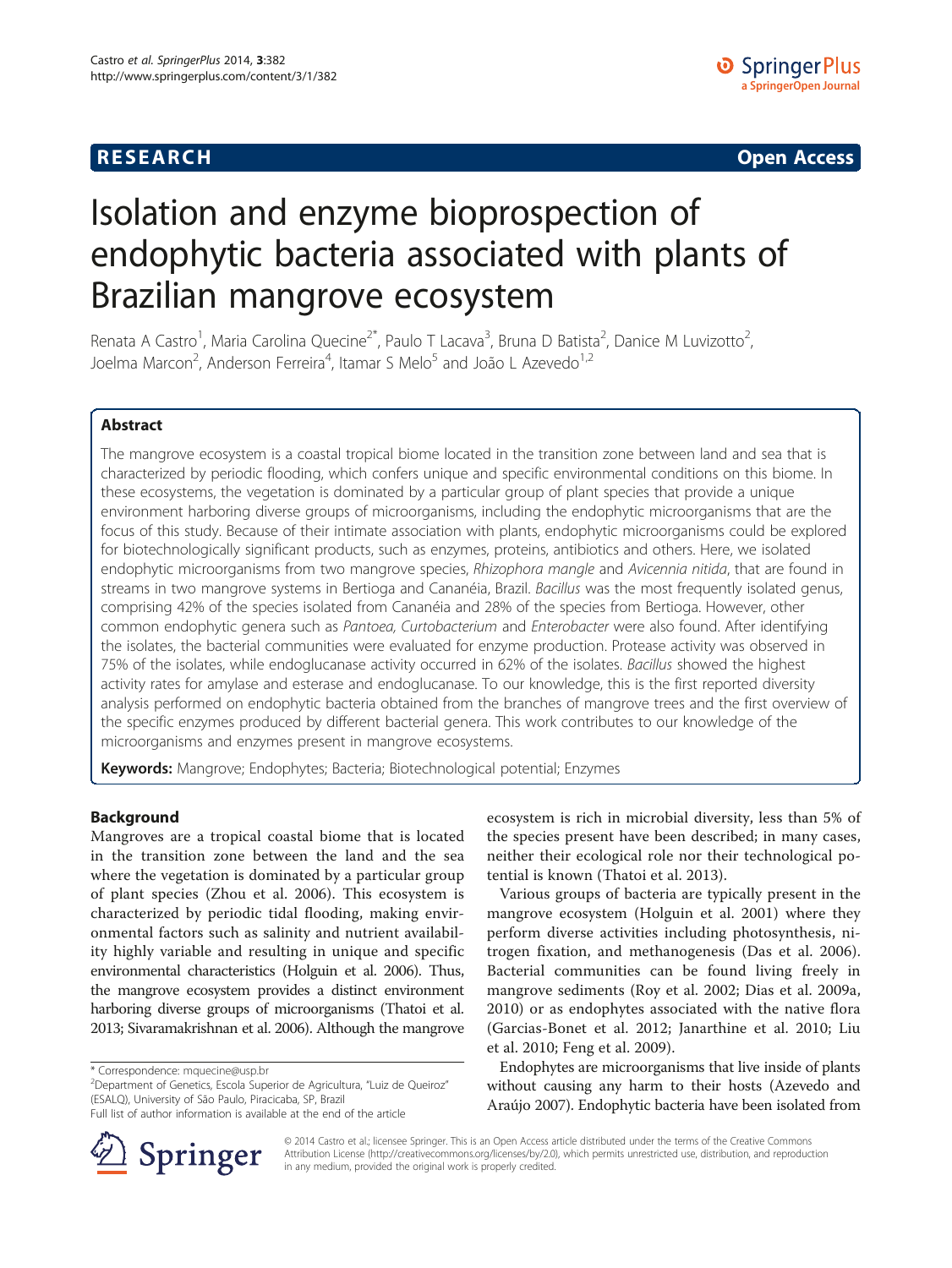**RESEARCH** **Open Access**

# Isolation and enzyme bioprospection of endophytic bacteria associated with plants of Brazilian mangrove ecosystem

Renata A Castro[1], Maria Carolina Quecine[2*], Paulo T Lacava[3], Bruna D Batista[2], Danice M Luvizotto[2], Joelma Marcon[2], Anderson Ferreira[4], Itamar S Melo[5] and João L Azevedo[1,2]

## Abstract

The mangrove ecosystem is a coastal tropical biome located in the transition zone between land and sea that is characterized by periodic flooding, which confers unique and specific environmental conditions on this biome. In these ecosystems, the vegetation is dominated by a particular group of plant species that provide a unique environment harboring diverse groups of microorganisms, including the endophytic microorganisms that are the focus of this study. Because of their intimate association with plants, endophytic microorganisms could be explored for biotechnologically significant products, such as enzymes, proteins, antibiotics and others. Here, we isolated endophytic microorganisms from two mangrove species, *Rhizophora mangle* and *Avicennia nitida*, that are found in streams in two mangrove systems in Bertioga and Cananéia, Brazil. *Bacillus* was the most frequently isolated genus, comprising 42% of the species isolated from Cananéia and 28% of the species from Bertioga. However, other common endophytic genera such as *Pantoea, Curtobacterium* and *Enterobacter* were also found. After identifying the isolates, the bacterial communities were evaluated for enzyme production. Protease activity was observed in 75% of the isolates, while endoglucanase activity occurred in 62% of the isolates. *Bacillus* showed the highest activity rates for amylase and esterase and endoglucanase. To our knowledge, this is the first reported diversity analysis performed on endophytic bacteria obtained from the branches of mangrove trees and the first overview of the specific enzymes produced by different bacterial genera. This work contributes to our knowledge of the microorganisms and enzymes present in mangrove ecosystems.

**Keywords:** Mangrove; Endophytes; Bacteria; Biotechnological potential; Enzymes

## Background

Mangroves are a tropical coastal biome that is located in the transition zone between the land and the sea where the vegetation is dominated by a particular group of plant species (Zhou et al. 2006). This ecosystem is characterized by periodic tidal flooding, making environmental factors such as salinity and nutrient availability highly variable and resulting in unique and specific environmental characteristics (Holguin et al. 2006). Thus, the mangrove ecosystem provides a distinct environment harboring diverse groups of microorganisms (Thatoi et al. 2013; Sivaramakrishnan et al. 2006). Although the mangrove ecosystem is rich in microbial diversity, less than 5% of the species present have been described; in many cases, neither their ecological role nor their technological potential is known (Thatoi et al. 2013).

Various groups of bacteria are typically present in the mangrove ecosystem (Holguin et al. 2001) where they perform diverse activities including photosynthesis, nitrogen fixation, and methanogenesis (Das et al. 2006). Bacterial communities can be found living freely in mangrove sediments (Roy et al. 2002; Dias et al. 2009a, 2010) or as endophytes associated with the native flora (Garcias-Bonet et al. 2012; Janarthine et al. 2010; Liu et al. 2010; Feng et al. 2009).

Endophytes are microorganisms that live inside of plants without causing any harm to their hosts (Azevedo and Araújo 2007). Endophytic bacteria have been isolated from

\* Correspondence: mquecine@usp.br
[2]Department of Genetics, Escola Superior de Agricultura, "Luiz de Queiroz" (ESALQ), University of São Paulo, Piracicaba, SP, Brazil
Full list of author information is available at the end of the article

© 2014 Castro et al.; licensee Springer. This is an Open Access article distributed under the terms of the Creative Commons Attribution License (http://creativecommons.org/licenses/by/2.0), which permits unrestricted use, distribution, and reproduction in any medium, provided the original work is properly credited.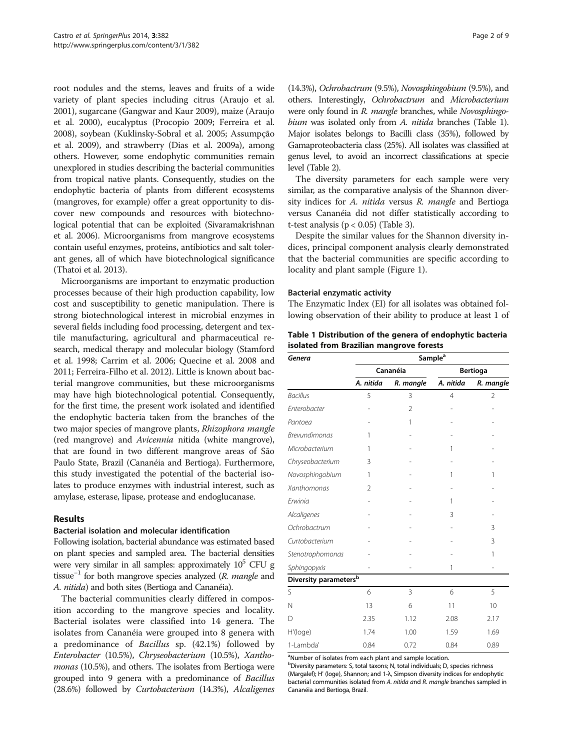root nodules and the stems, leaves and fruits of a wide variety of plant species including citrus (Araujo et al. 2001), sugarcane (Gangwar and Kaur 2009), maize (Araujo et al. 2000), eucalyptus (Procopio 2009; Ferreira et al. 2008), soybean (Kuklinsky-Sobral et al. 2005; Assumpção et al. 2009), and strawberry (Dias et al. 2009a), among others. However, some endophytic communities remain unexplored in studies describing the bacterial communities from tropical native plants. Consequently, studies on the endophytic bacteria of plants from different ecosystems (mangroves, for example) offer a great opportunity to discover new compounds and resources with biotechnological potential that can be exploited (Sivaramakrishnan et al. 2006). Microorganisms from mangrove ecosystems contain useful enzymes, proteins, antibiotics and salt tolerant genes, all of which have biotechnological significance (Thatoi et al. 2013).

Microorganisms are important to enzymatic production processes because of their high production capability, low cost and susceptibility to genetic manipulation. There is strong biotechnological interest in microbial enzymes in several fields including food processing, detergent and textile manufacturing, agricultural and pharmaceutical research, medical therapy and molecular biology (Stamford et al. 1998; Carrim et al. 2006; Quecine et al. 2008 and 2011; Ferreira-Filho et al. 2012). Little is known about bacterial mangrove communities, but these microorganisms may have high biotechnological potential. Consequently, for the first time, the present work isolated and identified the endophytic bacteria taken from the branches of the two major species of mangrove plants, *Rhizophora mangle* (red mangrove) and *Avicennia* nitida (white mangrove), that are found in two different mangrove areas of São Paulo State, Brazil (Cananéia and Bertioga). Furthermore, this study investigated the potential of the bacterial isolates to produce enzymes with industrial interest, such as amylase, esterase, lipase, protease and endoglucanase.

## Results

### Bacterial isolation and molecular identification

Following isolation, bacterial abundance was estimated based on plant species and sampled area. The bacterial densities were very similar in all samples: approximately $10^5$ CFU g tissue$^{-1}$ for both mangrove species analyzed (*R. mangle* and *A. nitida*) and both sites (Bertioga and Cananéia).

The bacterial communities clearly differed in composition according to the mangrove species and locality. Bacterial isolates were classified into 14 genera. The isolates from Cananéia were grouped into 8 genera with a predominance of *Bacillus* sp. (42.1%) followed by *Enterobacter* (10.5%), *Chryseobacterium* (10.5%), *Xanthomonas* (10.5%), and others. The isolates from Bertioga were grouped into 9 genera with a predominance of *Bacillus* (28.6%) followed by *Curtobacterium* (14.3%), *Alcaligenes* (14.3%), *Ochrobactrum* (9.5%), *Novosphingobium* (9.5%), and others. Interestingly, *Ochrobactrum* and *Microbacterium* were only found in *R. mangle* branches, while *Novosphingobium* was isolated only from *A. nitida* branches (Table 1). Major isolates belongs to Bacilli class (35%), followed by Gamaproteobacteria class (25%). All isolates was classified at genus level, to avoid an incorrect classifications at specie level (Table 2).

The diversity parameters for each sample were very similar, as the comparative analysis of the Shannon diversity indices for *A. nitida* versus *R. mangle* and Bertioga versus Cananéia did not differ statistically according to t-test analysis ($p < 0.05$) (Table 3).

Despite the similar values for the Shannon diversity indices, principal component analysis clearly demonstrated that the bacterial communities are specific according to locality and plant sample (Figure 1).

### Bacterial enzymatic activity

The Enzymatic Index (EI) for all isolates was obtained following observation of their ability to produce at least 1 of

**Table 1 Distribution of the genera of endophytic bacteria isolated from Brazilian mangrove forests**

| *Genera* | Sample[a] | | | |
|---|---|---|---|---|
| | Cananéia | | Bertioga | |
| | *A. nitida* | *R. mangle* | *A. nitida* | *R. mangle* |
| *Bacillus* | 5 | 3 | 4 | 2 |
| *Enterobacter* | - | 2 | - | - |
| *Pantoea* | - | 1 | - | - |
| *Brevundimonas* | 1 | - | - | - |
| *Microbacterium* | 1 | - | 1 | - |
| *Chryseobacterium* | 3 | - | - | - |
| *Novosphingobium* | 1 | - | 1 | 1 |
| *Xanthomonas* | 2 | - | - | - |
| *Erwinia* | - | - | 1 | - |
| *Alcaligenes* | - | - | 3 | - |
| *Ochrobactrum* | - | - | - | 3 |
| *Curtobacterium* | - | - | - | 3 |
| *Stenotrophomonas* | - | - | - | 1 |
| *Sphingopyxis* | - | - | 1 | - |
| **Diversity parameters[b]** | | | | |
| S | 6 | 3 | 6 | 5 |
| N | 13 | 6 | 11 | 10 |
| D | 2.35 | 1.12 | 2.08 | 2.17 |
| H'(loge) | 1.74 | 1.00 | 1.59 | 1.69 |
| 1-Lambda' | 0.84 | 0.72 | 0.84 | 0.89 |

[a]Number of isolates from each plant and sample location.
[b]Diversity parameters: S, total taxons; N, total individuals; D, species richness (Margalef); H' (loge), Shannon; and 1-λ, Simpson diversity indices for endophytic bacterial communities isolated from *A. nitida* and *R. mangle* branches sampled in Cananéia and Bertioga, Brazil.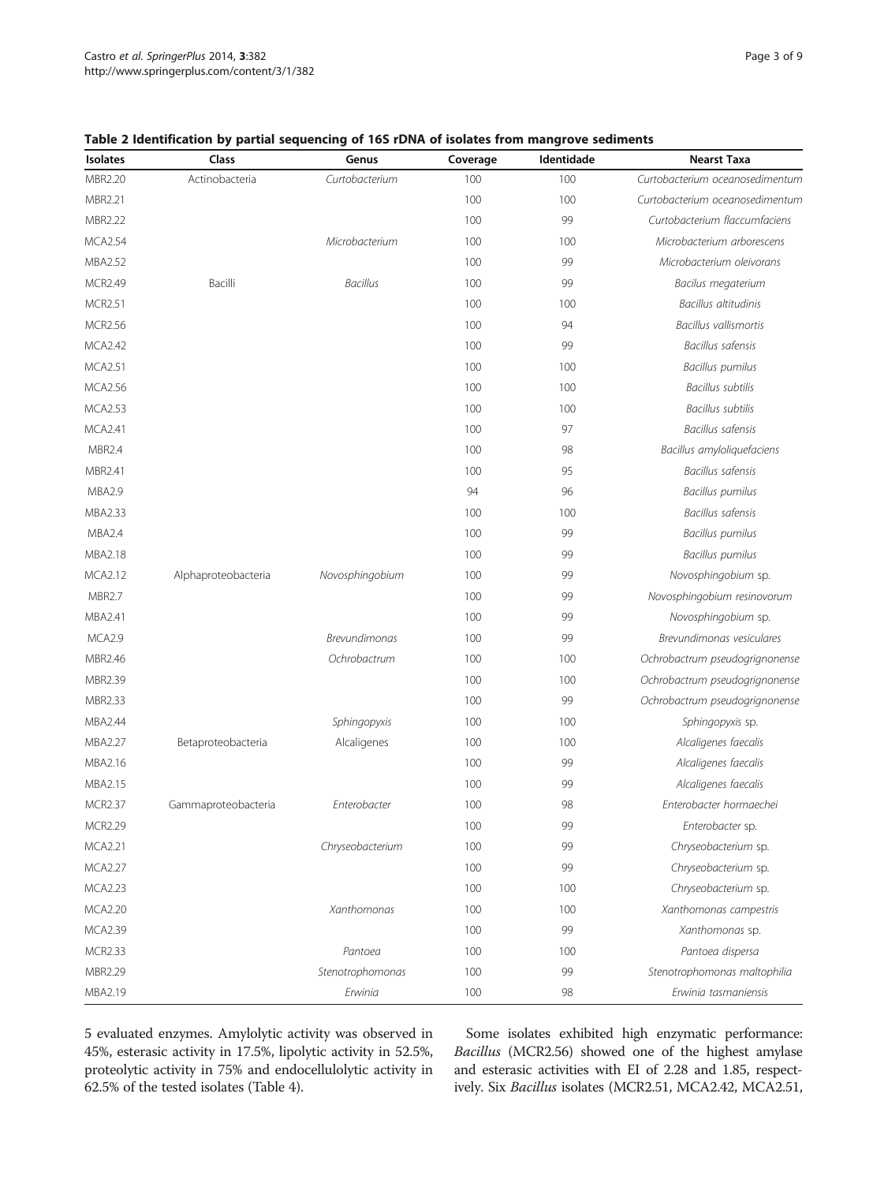**Table 2 Identification by partial sequencing of 16S rDNA of isolates from mangrove sediments**

| Isolates | Class | Genus | Coverage | Identidade | Nearst Taxa |
|---|---|---|---|---|---|
| MBR2.20 | Actinobacteria | *Curtobacterium* | 100 | 100 | *Curtobacterium oceanosedimentum* |
| MBR2.21 | | | 100 | 100 | *Curtobacterium oceanosedimentum* |
| MBR2.22 | | | 100 | 99 | *Curtobacterium flaccumfaciens* |
| MCA2.54 | | *Microbacterium* | 100 | 100 | *Microbacterium arborescens* |
| MBA2.52 | | | 100 | 99 | *Microbacterium oleivorans* |
| MCR2.49 | Bacilli | *Bacillus* | 100 | 99 | *Bacilus megaterium* |
| MCR2.51 | | | 100 | 100 | *Bacillus altitudinis* |
| MCR2.56 | | | 100 | 94 | *Bacillus vallismortis* |
| MCA2.42 | | | 100 | 99 | *Bacillus safensis* |
| MCA2.51 | | | 100 | 100 | *Bacillus pumilus* |
| MCA2.56 | | | 100 | 100 | *Bacillus subtilis* |
| MCA2.53 | | | 100 | 100 | *Bacillus subtilis* |
| MCA2.41 | | | 100 | 97 | *Bacillus safensis* |
| MBR2.4 | | | 100 | 98 | *Bacillus amyloliquefaciens* |
| MBR2.41 | | | 100 | 95 | *Bacillus safensis* |
| MBA2.9 | | | 94 | 96 | *Bacillus pumilus* |
| MBA2.33 | | | 100 | 100 | *Bacillus safensis* |
| MBA2.4 | | | 100 | 99 | *Bacillus pumilus* |
| MBA2.18 | | | 100 | 99 | *Bacillus pumilus* |
| MCA2.12 | Alphaproteobacteria | *Novosphingobium* | 100 | 99 | *Novosphingobium* sp. |
| MBR2.7 | | | 100 | 99 | *Novosphingobium resinovorum* |
| MBA2.41 | | | 100 | 99 | *Novosphingobium* sp. |
| MCA2.9 | | *Brevundimonas* | 100 | 99 | *Brevundimonas vesiculares* |
| MBR2.46 | | *Ochrobactrum* | 100 | 100 | *Ochrobactrum pseudogrignonense* |
| MBR2.39 | | | 100 | 100 | *Ochrobactrum pseudogrignonense* |
| MBR2.33 | | | 100 | 99 | *Ochrobactrum pseudogrignonense* |
| MBA2.44 | | *Sphingopyxis* | 100 | 100 | *Sphingopyxis* sp. |
| MBA2.27 | Betaproteobacteria | Alcaligenes | 100 | 100 | *Alcaligenes faecalis* |
| MBA2.16 | | | 100 | 99 | *Alcaligenes faecalis* |
| MBA2.15 | | | 100 | 99 | *Alcaligenes faecalis* |
| MCR2.37 | Gammaproteobacteria | *Enterobacter* | 100 | 98 | *Enterobacter hormaechei* |
| MCR2.29 | | | 100 | 99 | *Enterobacter* sp. |
| MCA2.21 | | *Chryseobacterium* | 100 | 99 | *Chryseobacterium* sp. |
| MCA2.27 | | | 100 | 99 | *Chryseobacterium* sp. |
| MCA2.23 | | | 100 | 100 | *Chryseobacterium* sp. |
| MCA2.20 | | *Xanthomonas* | 100 | 100 | *Xanthomonas campestris* |
| MCA2.39 | | | 100 | 99 | *Xanthomonas* sp. |
| MCR2.33 | | *Pantoea* | 100 | 100 | *Pantoea dispersa* |
| MBR2.29 | | *Stenotrophomonas* | 100 | 99 | *Stenotrophomonas maltophilia* |
| MBA2.19 | | *Erwinia* | 100 | 98 | *Erwinia tasmaniensis* |

5 evaluated enzymes. Amylolytic activity was observed in 45%, esterasic activity in 17.5%, lipolytic activity in 52.5%, proteolytic activity in 75% and endocellulolytic activity in 62.5% of the tested isolates (Table 4).

Some isolates exhibited high enzymatic performance: *Bacillus* (MCR2.56) showed one of the highest amylase and esterasic activities with EI of 2.28 and 1.85, respectively. Six *Bacillus* isolates (MCR2.51, MCA2.42, MCA2.51,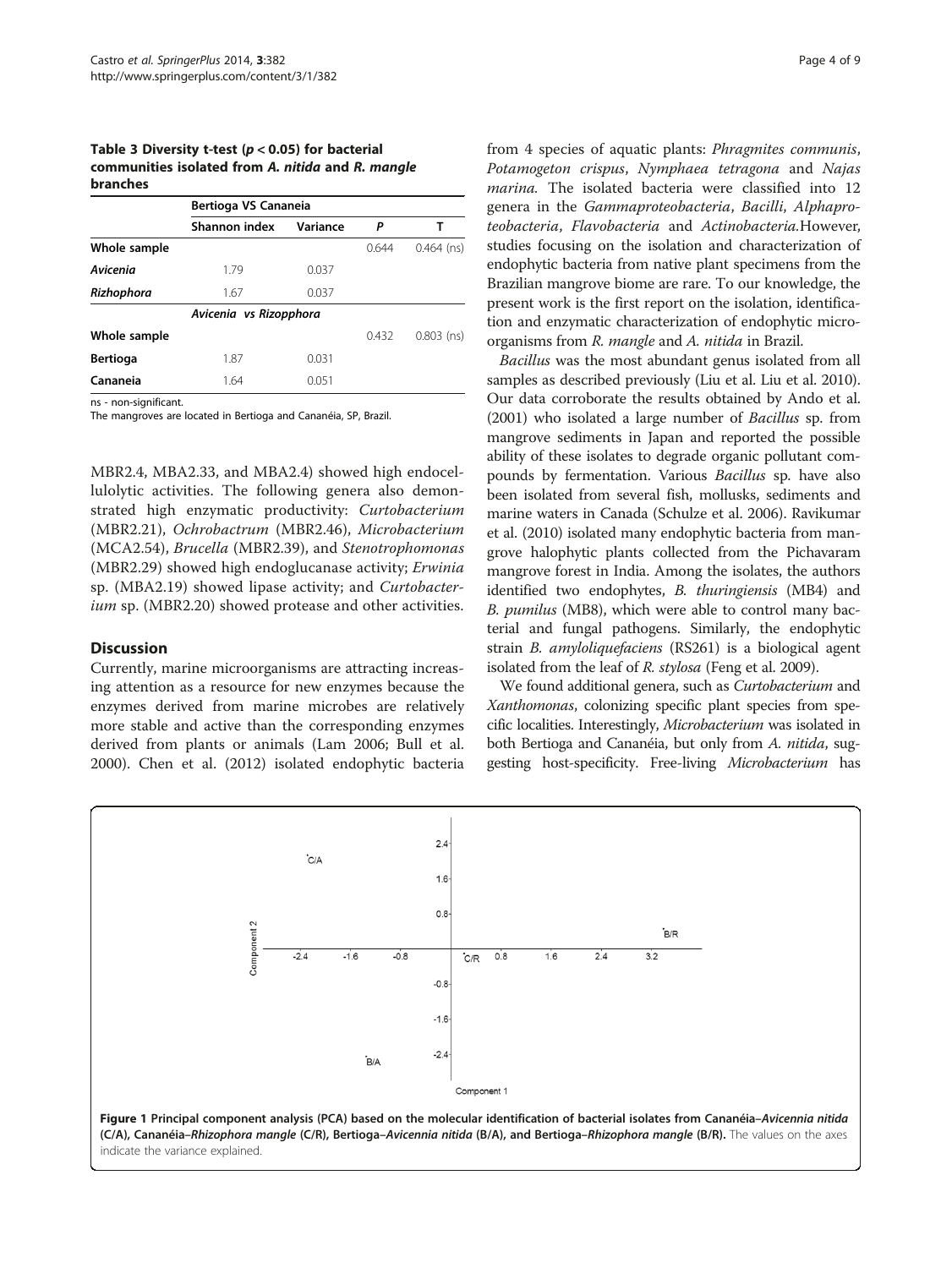**Table 3 Diversity t-test ($p < 0.05$) for bacterial communities isolated from *A. nitida* and *R. mangle* branches**

| | Bertioga VS Cananeia | | | |
|---|---|---|---|---|
| | Shannon index | Variance | P | T |
| **Whole sample** | | | 0.644 | 0.464 (ns) |
| ***Avicenia*** | 1.79 | 0.037 | | |
| ***Rizhophora*** | 1.67 | 0.037 | | |
| | *Avicenia vs Rizopphora* | | | |
| **Whole sample** | | | 0.432 | 0.803 (ns) |
| **Bertioga** | 1.87 | 0.031 | | |
| **Cananeia** | 1.64 | 0.051 | | |

ns - non-significant.
The mangroves are located in Bertioga and Cananéia, SP, Brazil.

MBR2.4, MBA2.33, and MBA2.4) showed high endocellulolytic activities. The following genera also demonstrated high enzymatic productivity: *Curtobacterium* (MBR2.21), *Ochrobactrum* (MBR2.46), *Microbacterium* (MCA2.54), *Brucella* (MBR2.39), and *Stenotrophomonas* (MBR2.29) showed high endoglucanase activity; *Erwinia* sp. (MBA2.19) showed lipase activity; and *Curtobacterium* sp. (MBR2.20) showed protease and other activities.

## Discussion

Currently, marine microorganisms are attracting increasing attention as a resource for new enzymes because the enzymes derived from marine microbes are relatively more stable and active than the corresponding enzymes derived from plants or animals (Lam 2006; Bull et al. 2000). Chen et al. (2012) isolated endophytic bacteria from 4 species of aquatic plants: *Phragmites communis*, *Potamogeton crispus*, *Nymphaea tetragona* and *Najas marina*. The isolated bacteria were classified into 12 genera in the *Gammaproteobacteria*, *Bacilli*, *Alphaproteobacteria*, *Flavobacteria* and *Actinobacteria*.However, studies focusing on the isolation and characterization of endophytic bacteria from native plant specimens from the Brazilian mangrove biome are rare. To our knowledge, the present work is the first report on the isolation, identification and enzymatic characterization of endophytic microorganisms from *R. mangle* and *A. nitida* in Brazil.

*Bacillus* was the most abundant genus isolated from all samples as described previously (Liu et al. Liu et al. 2010). Our data corroborate the results obtained by Ando et al. (2001) who isolated a large number of *Bacillus* sp. from mangrove sediments in Japan and reported the possible ability of these isolates to degrade organic pollutant compounds by fermentation. Various *Bacillus* sp. have also been isolated from several fish, mollusks, sediments and marine waters in Canada (Schulze et al. 2006). Ravikumar et al. (2010) isolated many endophytic bacteria from mangrove halophytic plants collected from the Pichavaram mangrove forest in India. Among the isolates, the authors identified two endophytes, *B. thuringiensis* (MB4) and *B. pumilus* (MB8), which were able to control many bacterial and fungal pathogens. Similarly, the endophytic strain *B. amyloliquefaciens* (RS261) is a biological agent isolated from the leaf of *R. stylosa* (Feng et al. 2009).

We found additional genera, such as *Curtobacterium* and *Xanthomonas*, colonizing specific plant species from specific localities. Interestingly, *Microbacterium* was isolated in both Bertioga and Cananéia, but only from *A. nitida*, suggesting host-specificity. Free-living *Microbacterium* has

**Figure 1 Principal component analysis (PCA) based on the molecular identification of bacterial isolates from Cananéia–*Avicennia nitida* (C/A), Cananéia–*Rhizophora mangle* (C/R), Bertioga–*Avicennia nitida* (B/A), and Bertioga–*Rhizophora mangle* (B/R).** The values on the axes indicate the variance explained.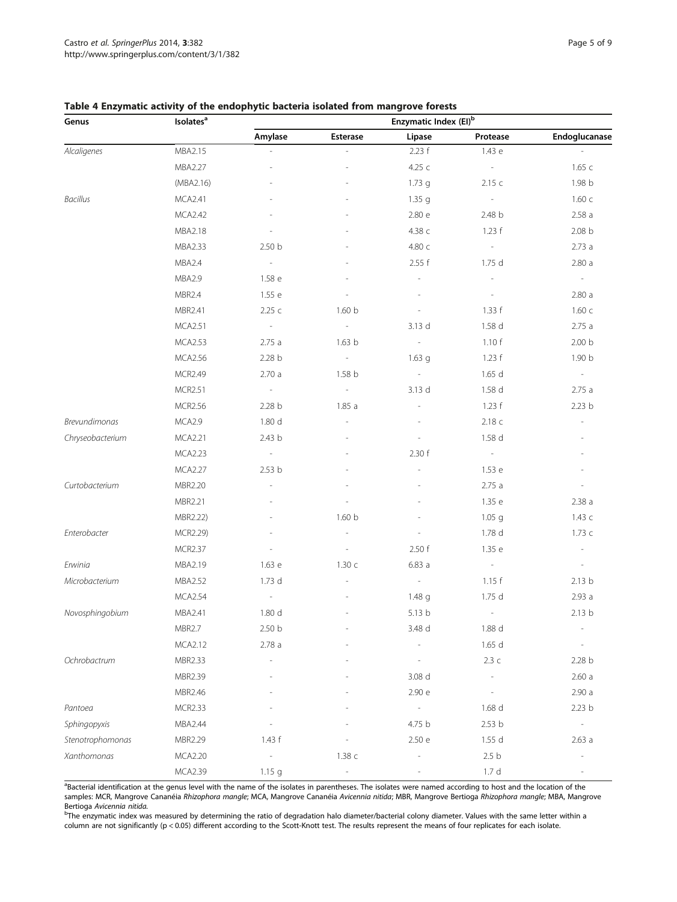**Table 4 Enzymatic activity of the endophytic bacteria isolated from mangrove forests**

| Genus | Isolates[a] | Enzymatic Index (EI)[b] | | | | |
|---|---|---|---|---|---|---|
| | | Amylase | Esterase | Lipase | Protease | Endoglucanase |
| *Alcaligenes* | MBA2.15 | - | - | 2.23 f | 1.43 e | - |
| | MBA2.27 | - | - | 4.25 c | - | 1.65 c |
| | (MBA2.16) | - | - | 1.73 g | 2.15 c | 1.98 b |
| *Bacillus* | MCA2.41 | - | - | 1.35 g | - | 1.60 c |
| | MCA2.42 | - | - | 2.80 e | 2.48 b | 2.58 a |
| | MBA2.18 | - | - | 4.38 c | 1.23 f | 2.08 b |
| | MBA2.33 | 2.50 b | - | 4.80 c | - | 2.73 a |
| | MBA2.4 | - | - | 2.55 f | 1.75 d | 2.80 a |
| | MBA2.9 | 1.58 e | - | - | - | - |
| | MBR2.4 | 1.55 e | - | - | - | 2.80 a |
| | MBR2.41 | 2.25 c | 1.60 b | - | 1.33 f | 1.60 c |
| | MCA2.51 | - | - | 3.13 d | 1.58 d | 2.75 a |
| | MCA2.53 | 2.75 a | 1.63 b | - | 1.10 f | 2.00 b |
| | MCA2.56 | 2.28 b | - | 1.63 g | 1.23 f | 1.90 b |
| | MCR2.49 | 2.70 a | 1.58 b | - | 1.65 d | - |
| | MCR2.51 | - | - | 3.13 d | 1.58 d | 2.75 a |
| | MCR2.56 | 2.28 b | 1.85 a | - | 1.23 f | 2.23 b |
| *Brevundimonas* | MCA2.9 | 1.80 d | - | - | 2.18 c | - |
| *Chryseobacterium* | MCA2.21 | 2.43 b | - | - | 1.58 d | - |
| | MCA2.23 | - | - | 2.30 f | - | - |
| | MCA2.27 | 2.53 b | - | - | 1.53 e | - |
| *Curtobacterium* | MBR2.20 | - | - | - | 2.75 a | - |
| | MBR2.21 | - | - | - | 1.35 e | 2.38 a |
| | MBR2.22) | - | 1.60 b | - | 1.05 g | 1.43 c |
| *Enterobacter* | MCR2.29) | - | - | - | 1.78 d | 1.73 c |
| | MCR2.37 | - | - | 2.50 f | 1.35 e | - |
| *Erwinia* | MBA2.19 | 1.63 e | 1.30 c | 6.83 a | - | - |
| *Microbacterium* | MBA2.52 | 1.73 d | - | - | 1.15 f | 2.13 b |
| | MCA2.54 | - | - | 1.48 g | 1.75 d | 2.93 a |
| *Novosphingobium* | MBA2.41 | 1.80 d | - | 5.13 b | - | 2.13 b |
| | MBR2.7 | 2.50 b | - | 3.48 d | 1.88 d | - |
| | MCA2.12 | 2.78 a | - | - | 1.65 d | - |
| *Ochrobactrum* | MBR2.33 | - | - | - | 2.3 c | 2.28 b |
| | MBR2.39 | - | - | 3.08 d | - | 2.60 a |
| | MBR2.46 | - | - | 2.90 e | - | 2.90 a |
| *Pantoea* | MCR2.33 | - | - | - | 1.68 d | 2.23 b |
| *Sphingopyxis* | MBA2.44 | - | - | 4.75 b | 2.53 b | - |
| *Stenotrophomonas* | MBR2.29 | 1.43 f | - | 2.50 e | 1.55 d | 2.63 a |
| *Xanthomonas* | MCA2.20 | - | 1.38 c | - | 2.5 b | - |
| | MCA2.39 | 1.15 g | - | - | 1.7 d | - |

[a]Bacterial identification at the genus level with the name of the isolates in parentheses. The isolates were named according to host and the location of the samples: MCR, Mangrove Cananéia *Rhizophora mangle*; MCA, Mangrove Cananéia *Avicennia nitida*; MBR, Mangrove Bertioga *Rhizophora mangle*; MBA, Mangrove Bertioga *Avicennia nitida*.

[b]The enzymatic index was measured by determining the ratio of degradation halo diameter/bacterial colony diameter. Values with the same letter within a column are not significantly ($p < 0.05$) different according to the Scott-Knott test. The results represent the means of four replicates for each isolate.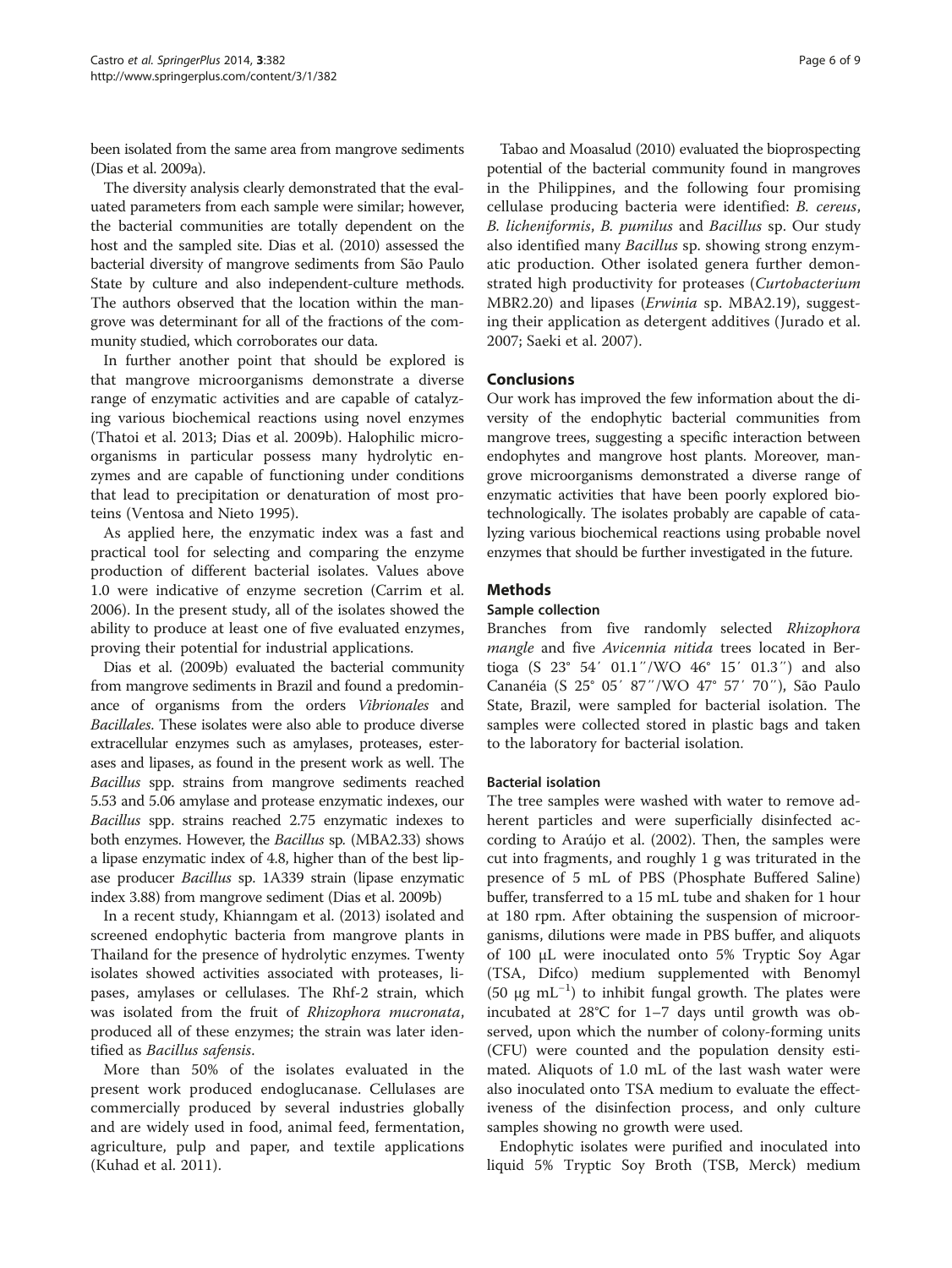been isolated from the same area from mangrove sediments (Dias et al. 2009a).

The diversity analysis clearly demonstrated that the evaluated parameters from each sample were similar; however, the bacterial communities are totally dependent on the host and the sampled site. Dias et al. (2010) assessed the bacterial diversity of mangrove sediments from São Paulo State by culture and also independent-culture methods. The authors observed that the location within the mangrove was determinant for all of the fractions of the community studied, which corroborates our data.

In further another point that should be explored is that mangrove microorganisms demonstrate a diverse range of enzymatic activities and are capable of catalyzing various biochemical reactions using novel enzymes (Thatoi et al. 2013; Dias et al. 2009b). Halophilic microorganisms in particular possess many hydrolytic enzymes and are capable of functioning under conditions that lead to precipitation or denaturation of most proteins (Ventosa and Nieto 1995).

As applied here, the enzymatic index was a fast and practical tool for selecting and comparing the enzyme production of different bacterial isolates. Values above 1.0 were indicative of enzyme secretion (Carrim et al. 2006). In the present study, all of the isolates showed the ability to produce at least one of five evaluated enzymes, proving their potential for industrial applications.

Dias et al. (2009b) evaluated the bacterial community from mangrove sediments in Brazil and found a predominance of organisms from the orders *Vibrionales* and *Bacillales*. These isolates were also able to produce diverse extracellular enzymes such as amylases, proteases, esterases and lipases, as found in the present work as well. The *Bacillus* spp. strains from mangrove sediments reached 5.53 and 5.06 amylase and protease enzymatic indexes, our *Bacillus* spp. strains reached 2.75 enzymatic indexes to both enzymes. However, the *Bacillus* sp. (MBA2.33) shows a lipase enzymatic index of 4.8, higher than of the best lipase producer *Bacillus* sp. 1A339 strain (lipase enzymatic index 3.88) from mangrove sediment (Dias et al. 2009b)

In a recent study, Khianngam et al. (2013) isolated and screened endophytic bacteria from mangrove plants in Thailand for the presence of hydrolytic enzymes. Twenty isolates showed activities associated with proteases, lipases, amylases or cellulases. The Rhf-2 strain, which was isolated from the fruit of *Rhizophora mucronata*, produced all of these enzymes; the strain was later identified as *Bacillus safensis*.

More than 50% of the isolates evaluated in the present work produced endoglucanase. Cellulases are commercially produced by several industries globally and are widely used in food, animal feed, fermentation, agriculture, pulp and paper, and textile applications (Kuhad et al. 2011).

Tabao and Moasalud (2010) evaluated the bioprospecting potential of the bacterial community found in mangroves in the Philippines, and the following four promising cellulase producing bacteria were identified: *B. cereus*, *B. licheniformis*, *B. pumilus* and *Bacillus* sp. Our study also identified many *Bacillus* sp. showing strong enzymatic production. Other isolated genera further demonstrated high productivity for proteases (*Curtobacterium* MBR2.20) and lipases (*Erwinia* sp. MBA2.19), suggesting their application as detergent additives (Jurado et al. 2007; Saeki et al. 2007).

## Conclusions

Our work has improved the few information about the diversity of the endophytic bacterial communities from mangrove trees, suggesting a specific interaction between endophytes and mangrove host plants. Moreover, mangrove microorganisms demonstrated a diverse range of enzymatic activities that have been poorly explored biotechnologically. The isolates probably are capable of catalyzing various biochemical reactions using probable novel enzymes that should be further investigated in the future.

## Methods

### Sample collection

Branches from five randomly selected *Rhizophora mangle* and five *Avicennia nitida* trees located in Bertioga (S 23° 54′ 01.1″/WO 46° 15′ 01.3″) and also Cananéia (S 25° 05′ 87″/WO 47° 57′ 70″), São Paulo State, Brazil, were sampled for bacterial isolation. The samples were collected stored in plastic bags and taken to the laboratory for bacterial isolation.

### Bacterial isolation

The tree samples were washed with water to remove adherent particles and were superficially disinfected according to Araújo et al. (2002). Then, the samples were cut into fragments, and roughly 1 g was triturated in the presence of 5 mL of PBS (Phosphate Buffered Saline) buffer, transferred to a 15 mL tube and shaken for 1 hour at 180 rpm. After obtaining the suspension of microorganisms, dilutions were made in PBS buffer, and aliquots of 100 μL were inoculated onto 5% Tryptic Soy Agar (TSA, Difco) medium supplemented with Benomyl (50 μg $mL^{-1}$) to inhibit fungal growth. The plates were incubated at 28°C for 1–7 days until growth was observed, upon which the number of colony-forming units (CFU) were counted and the population density estimated. Aliquots of 1.0 mL of the last wash water were also inoculated onto TSA medium to evaluate the effectiveness of the disinfection process, and only culture samples showing no growth were used.

Endophytic isolates were purified and inoculated into liquid 5% Tryptic Soy Broth (TSB, Merck) medium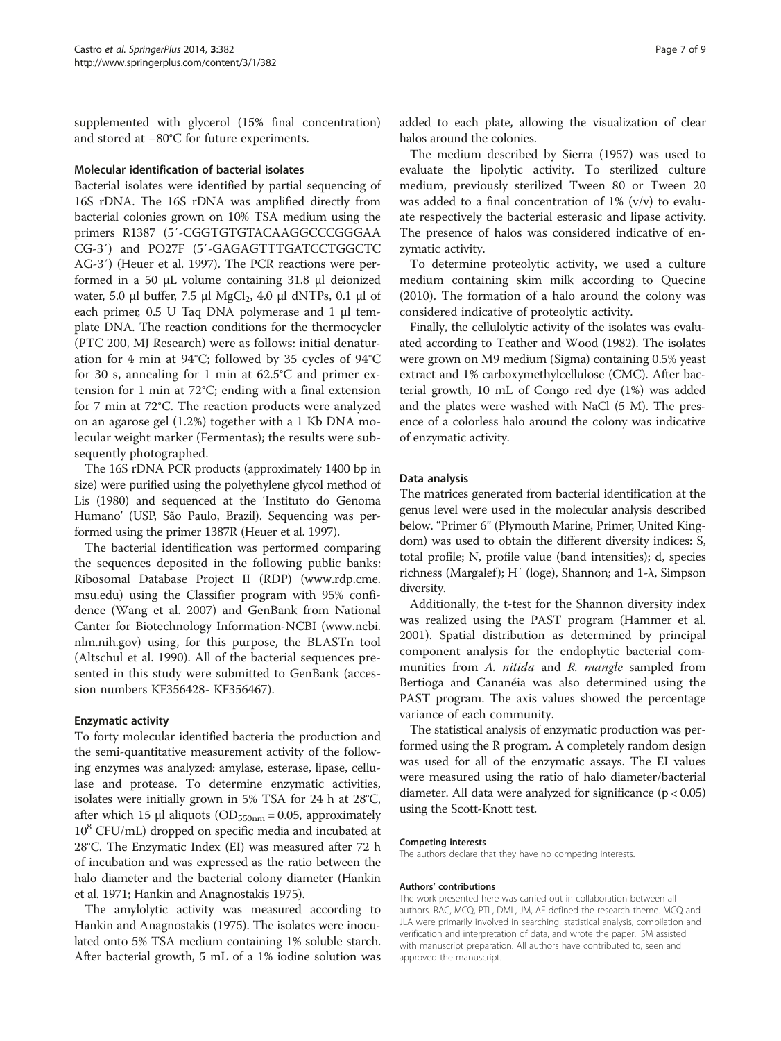supplemented with glycerol (15% final concentration) and stored at −80°C for future experiments.

### Molecular identification of bacterial isolates

Bacterial isolates were identified by partial sequencing of 16S rDNA. The 16S rDNA was amplified directly from bacterial colonies grown on 10% TSA medium using the primers R1387 (5′-CGGTGTGTACAAGGCCCGGGAA CG-3′) and PO27F (5′-GAGAGTTTGATCCTGGCTC AG-3′) (Heuer et al. 1997). The PCR reactions were performed in a 50 μL volume containing 31.8 μl deionized water, 5.0 μl buffer, 7.5 μl $MgCl_2$, 4.0 μl dNTPs, 0.1 μl of each primer, 0.5 U Taq DNA polymerase and 1 μl template DNA. The reaction conditions for the thermocycler (PTC 200, MJ Research) were as follows: initial denaturation for 4 min at 94°C; followed by 35 cycles of 94°C for 30 s, annealing for 1 min at 62.5°C and primer extension for 1 min at 72°C; ending with a final extension for 7 min at 72°C. The reaction products were analyzed on an agarose gel (1.2%) together with a 1 Kb DNA molecular weight marker (Fermentas); the results were subsequently photographed.

The 16S rDNA PCR products (approximately 1400 bp in size) were purified using the polyethylene glycol method of Lis (1980) and sequenced at the 'Instituto do Genoma Humano' (USP, São Paulo, Brazil). Sequencing was performed using the primer 1387R (Heuer et al. 1997).

The bacterial identification was performed comparing the sequences deposited in the following public banks: Ribosomal Database Project II (RDP) (www.rdp.cme.msu.edu) using the Classifier program with 95% confidence (Wang et al. 2007) and GenBank from National Canter for Biotechnology Information-NCBI (www.ncbi.nlm.nih.gov) using, for this purpose, the BLASTn tool (Altschul et al. 1990). All of the bacterial sequences presented in this study were submitted to GenBank (accession numbers KF356428- KF356467).

### Enzymatic activity

To forty molecular identified bacteria the production and the semi-quantitative measurement activity of the following enzymes was analyzed: amylase, esterase, lipase, cellulase and protease. To determine enzymatic activities, isolates were initially grown in 5% TSA for 24 h at 28°C, after which 15 μl aliquots ($OD_{550nm}$ = 0.05, approximately $10^8$ CFU/mL) dropped on specific media and incubated at 28°C. The Enzymatic Index (EI) was measured after 72 h of incubation and was expressed as the ratio between the halo diameter and the bacterial colony diameter (Hankin et al. 1971; Hankin and Anagnostakis 1975).

The amylolytic activity was measured according to Hankin and Anagnostakis (1975). The isolates were inoculated onto 5% TSA medium containing 1% soluble starch. After bacterial growth, 5 mL of a 1% iodine solution was added to each plate, allowing the visualization of clear halos around the colonies.

The medium described by Sierra (1957) was used to evaluate the lipolytic activity. To sterilized culture medium, previously sterilized Tween 80 or Tween 20 was added to a final concentration of 1% (v/v) to evaluate respectively the bacterial esterasic and lipase activity. The presence of halos was considered indicative of enzymatic activity.

To determine proteolytic activity, we used a culture medium containing skim milk according to Quecine (2010). The formation of a halo around the colony was considered indicative of proteolytic activity.

Finally, the cellulolytic activity of the isolates was evaluated according to Teather and Wood (1982). The isolates were grown on M9 medium (Sigma) containing 0.5% yeast extract and 1% carboxymethylcellulose (CMC). After bacterial growth, 10 mL of Congo red dye (1%) was added and the plates were washed with NaCl (5 M). The presence of a colorless halo around the colony was indicative of enzymatic activity.

### Data analysis

The matrices generated from bacterial identification at the genus level were used in the molecular analysis described below. "Primer 6" (Plymouth Marine, Primer, United Kingdom) was used to obtain the different diversity indices: S, total profile; N, profile value (band intensities); d, species richness (Margalef); H′ (loge), Shannon; and 1-λ, Simpson diversity.

Additionally, the t-test for the Shannon diversity index was realized using the PAST program (Hammer et al. 2001). Spatial distribution as determined by principal component analysis for the endophytic bacterial communities from *A. nitida* and *R. mangle* sampled from Bertioga and Cananéia was also determined using the PAST program. The axis values showed the percentage variance of each community.

The statistical analysis of enzymatic production was performed using the R program. A completely random design was used for all of the enzymatic assays. The EI values were measured using the ratio of halo diameter/bacterial diameter. All data were analyzed for significance ($p < 0.05$) using the Scott-Knott test.

#### Competing interests

The authors declare that they have no competing interests.

#### Authors' contributions

The work presented here was carried out in collaboration between all authors. RAC, MCQ, PTL, DML, JM, AF defined the research theme. MCQ and JLA were primarily involved in searching, statistical analysis, compilation and verification and interpretation of data, and wrote the paper. ISM assisted with manuscript preparation. All authors have contributed to, seen and approved the manuscript.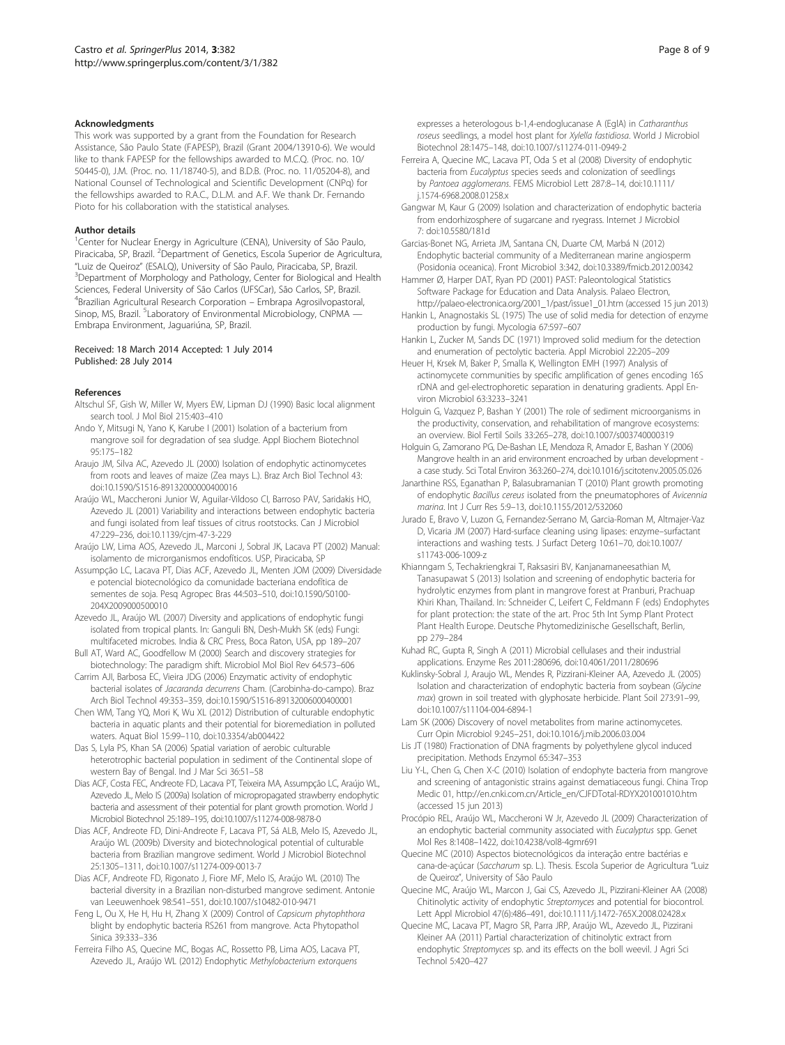### Acknowledgments

This work was supported by a grant from the Foundation for Research Assistance, São Paulo State (FAPESP), Brazil (Grant 2004/13910-6). We would like to thank FAPESP for the fellowships awarded to M.C.Q. (Proc. no. 10/50445-0), J.M. (Proc. no. 11/18740-5), and B.D.B. (Proc. no. 11/05204-8), and National Counsel of Technological and Scientific Development (CNPq) for the fellowships awarded to R.A.C., D.L.M. and A.F. We thank Dr. Fernando Pioto for his collaboration with the statistical analyses.

### Author details

[1]Center for Nuclear Energy in Agriculture (CENA), University of São Paulo, Piracicaba, SP, Brazil. [2]Department of Genetics, Escola Superior de Agricultura, "Luiz de Queiroz" (ESALQ), University of São Paulo, Piracicaba, SP, Brazil. [3]Department of Morphology and Pathology, Center for Biological and Health Sciences, Federal University of São Carlos (UFSCar), São Carlos, SP, Brazil. [4]Brazilian Agricultural Research Corporation – Embrapa Agrosilvopastoral, Sinop, MS, Brazil. [5]Laboratory of Environmental Microbiology, CNPMA — Embrapa Environment, Jaguariúna, SP, Brazil.

Received: 18 March 2014 Accepted: 1 July 2014
Published: 28 July 2014

### References

Altschul SF, Gish W, Miller W, Myers EW, Lipman DJ (1990) Basic local alignment search tool. J Mol Biol 215:403–410

Ando Y, Mitsugi N, Yano K, Karube I (2001) Isolation of a bacterium from mangrove soil for degradation of sea sludge. Appl Biochem Biotechnol 95:175–182

Araujo JM, Silva AC, Azevedo JL (2000) Isolation of endophytic actinomycetes from roots and leaves of maize (Zea mays L.). Braz Arch Biol Technol 43: doi:10.1590/S1516-89132000000400016

Araújo WL, Maccheroni Junior W, Aguilar-Vildoso CI, Barroso PAV, Saridakis HO, Azevedo JL (2001) Variability and interactions between endophytic bacteria and fungi isolated from leaf tissues of citrus rootstocks. Can J Microbiol 47:229–236, doi:10.1139/cjm-47-3-229

Araújo LW, Lima AOS, Azevedo JL, Marconi J, Sobral JK, Lacava PT (2002) Manual: isolamento de microrganismos endofíticos. USP, Piracicaba, SP

Assumpção LC, Lacava PT, Dias ACF, Azevedo JL, Menten JOM (2009) Diversidade e potencial biotecnológico da comunidade bacteriana endofítica de sementes de soja. Pesq Agropec Bras 44:503–510, doi:10.1590/S0100-204X2009000500010

Azevedo JL, Araújo WL (2007) Diversity and applications of endophytic fungi isolated from tropical plants. In: Ganguli BN, Desh-Mukh SK (eds) Fungi: multifaceted microbes. India & CRC Press, Boca Raton, USA, pp 189–207

Bull AT, Ward AC, Goodfellow M (2000) Search and discovery strategies for biotechnology: The paradigm shift. Microbiol Mol Biol Rev 64:573–606

Carrim AJI, Barbosa EC, Vieira JDG (2006) Enzymatic activity of endophytic bacterial isolates of *Jacaranda decurrens* Cham. (Carobinha-do-campo). Braz Arch Biol Technol 49:353–359, doi:10.1590/S1516-89132006000400001

Chen WM, Tang YQ, Mori K, Wu XL (2012) Distribution of culturable endophytic bacteria in aquatic plants and their potential for bioremediation in polluted waters. Aquat Biol 15:99–110, doi:10.3354/ab004422

Das S, Lyla PS, Khan SA (2006) Spatial variation of aerobic culturable heterotrophic bacterial population in sediment of the Continental slope of western Bay of Bengal. Ind J Mar Sci 36:51–58

Dias ACF, Costa FEC, Andreote FD, Lacava PT, Teixeira MA, Assumpção LC, Araújo WL, Azevedo JL, Melo IS (2009a) Isolation of micropropagated strawberry endophytic bacteria and assessment of their potential for plant growth promotion. World J Microbiol Biotechnol 25:189–195, doi:10.1007/s11274-008-9878-0

Dias ACF, Andreote FD, Dini-Andreote F, Lacava PT, Sá ALB, Melo IS, Azevedo JL, Araújo WL (2009b) Diversity and biotechnological potential of culturable bacteria from Brazilian mangrove sediment. World J Microbiol Biotechnol 25:1305–1311, doi:10.1007/s11274-009-0013-7

Dias ACF, Andreote FD, Rigonato J, Fiore MF, Melo IS, Araújo WL (2010) The bacterial diversity in a Brazilian non-disturbed mangrove sediment. Antonie van Leeuwenhoek 98:541–551, doi:10.1007/s10482-010-9471

Feng L, Ou X, He H, Hu H, Zhang X (2009) Control of *Capsicum phytophthora* blight by endophytic bacteria RS261 from mangrove. Acta Phytopathol Sinica 39:333–336

Ferreira Filho AS, Quecine MC, Bogas AC, Rossetto PB, Lima AOS, Lacava PT, Azevedo JL, Araújo WL (2012) Endophytic *Methylobacterium extorquens* expresses a heterologous b-1,4-endoglucanase A (EglA) in *Catharanthus roseus* seedlings, a model host plant for *Xylella fastidiosa*. World J Microbiol Biotechnol 28:1475–148, doi:10.1007/s11274-011-0949-2

Ferreira A, Quecine MC, Lacava PT, Oda S et al (2008) Diversity of endophytic bacteria from *Eucalyptus* species seeds and colonization of seedlings by *Pantoea agglomerans*. FEMS Microbiol Lett 287:8–14, doi:10.1111/j.1574-6968.2008.01258.x

Gangwar M, Kaur G (2009) Isolation and characterization of endophytic bacteria from endorhizosphere of sugarcane and ryegrass. Internet J Microbiol 7: doi:10.5580/181d

Garcias-Bonet NG, Arrieta JM, Santana CN, Duarte CM, Marbá N (2012) Endophytic bacterial community of a Mediterranean marine angiosperm (Posidonia oceanica). Front Microbiol 3:342, doi:10.3389/fmicb.2012.00342

Hammer Ø, Harper DAT, Ryan PD (2001) PAST: Paleontological Statistics Software Package for Education and Data Analysis. Palaeo Electron, http://palaeo-electronica.org/2001_1/past/issue1_01.htm (accessed 15 jun 2013)

Hankin L, Anagnostakis SL (1975) The use of solid media for detection of enzyme production by fungi. Mycologia 67:597–607

Hankin L, Zucker M, Sands DC (1971) Improved solid medium for the detection and enumeration of pectolytic bacteria. Appl Microbiol 22:205–209

Heuer H, Krsek M, Baker P, Smalla K, Wellington EMH (1997) Analysis of actinomycete communities by specific amplification of genes encoding 16S rDNA and gel-electrophoretic separation in denaturing gradients. Appl Environ Microbiol 63:3233–3241

Holguin G, Vazquez P, Bashan Y (2001) The role of sediment microorganisms in the productivity, conservation, and rehabilitation of mangrove ecosystems: an overview. Biol Fertil Soils 33:265–278, doi:10.1007/s003740000319

Holguin G, Zamorano PG, De-Bashan LE, Mendoza R, Amador E, Bashan Y (2006) Mangrove health in an arid environment encroached by urban development - a case study. Sci Total Environ 363:260–274, doi:10.1016/j.scitotenv.2005.05.026

Janarthine RSS, Eganathan P, Balasubramanian T (2010) Plant growth promoting of endophytic *Bacillus cereus* isolated from the pneumatophores of *Avicennia marina*. Int J Curr Res 5:9–13, doi:10.1155/2012/532060

Jurado E, Bravo V, Luzon G, Fernandez-Serrano M, Garcia-Roman M, Altmajer-Vaz D, Vicaria JM (2007) Hard-surface cleaning using lipases: enzyme–surfactant interactions and washing tests. J Surfact Deterg 10:61–70, doi:10.1007/s11743-006-1009-z

Khianngam S, Techakriengkrai T, Raksasiri BV, Kanjanamaneesathian M, Tanasupawat S (2013) Isolation and screening of endophytic bacteria for hydrolytic enzymes from plant in mangrove forest at Pranburi, Prachuap Khiri Khan, Thailand. In: Schneider C, Leifert C, Feldmann F (eds) Endophytes for plant protection: the state of the art. Proc 5th Int Symp Plant Protect Plant Health Europe. Deutsche Phytomedizinische Gesellschaft, Berlin, pp 279–284

Kuhad RC, Gupta R, Singh A (2011) Microbial cellulases and their industrial applications. Enzyme Res 2011:280696, doi:10.4061/2011/280696

Kuklinsky-Sobral J, Araujo WL, Mendes R, Pizzirani-Kleiner AA, Azevedo JL (2005) Isolation and characterization of endophytic bacteria from soybean (*Glycine max*) grown in soil treated with glyphosate herbicide. Plant Soil 273:91–99, doi:10.1007/s11104-004-6894-1

Lam SK (2006) Discovery of novel metabolites from marine actinomycetes. Curr Opin Microbiol 9:245–251, doi:10.1016/j.mib.2006.03.004

Lis JT (1980) Fractionation of DNA fragments by polyethylene glycol induced precipitation. Methods Enzymol 65:347–353

Liu Y-L, Chen G, Chen X-C (2010) Isolation of endophyte bacteria from mangrove and screening of antagonistic strains against dematiaceous fungi. China Trop Medic 01, http://en.cnki.com.cn/Article_en/CJFDTotal-RDYX201001010.htm (accessed 15 jun 2013)

Procópio REL, Araújo WL, Maccheroni W Jr, Azevedo JL (2009) Characterization of an endophytic bacterial community associated with *Eucalyptus* spp. Genet Mol Res 8:1408–1422, doi:10.4238/vol8-4gmr691

Quecine MC (2010) Aspectos biotecnológicos da interação entre bactérias e cana-de-açúcar (*Saccharum* sp. L.). Thesis. Escola Superior de Agricultura "Luiz de Queiroz", University of São Paulo

Quecine MC, Araújo WL, Marcon J, Gai CS, Azevedo JL, Pizzirani-Kleiner AA (2008) Chitinolytic activity of endophytic *Streptomyces* and potential for biocontrol. Lett Appl Microbiol 47(6):486–491, doi:10.1111/j.1472-765X.2008.02428.x

Quecine MC, Lacava PT, Magro SR, Parra JRP, Araújo WL, Azevedo JL, Pizzirani Kleiner AA (2011) Partial characterization of chitinolytic extract from endophytic *Streptomyces* sp. and its effects on the boll weevil. J Agri Sci Technol 5:420–427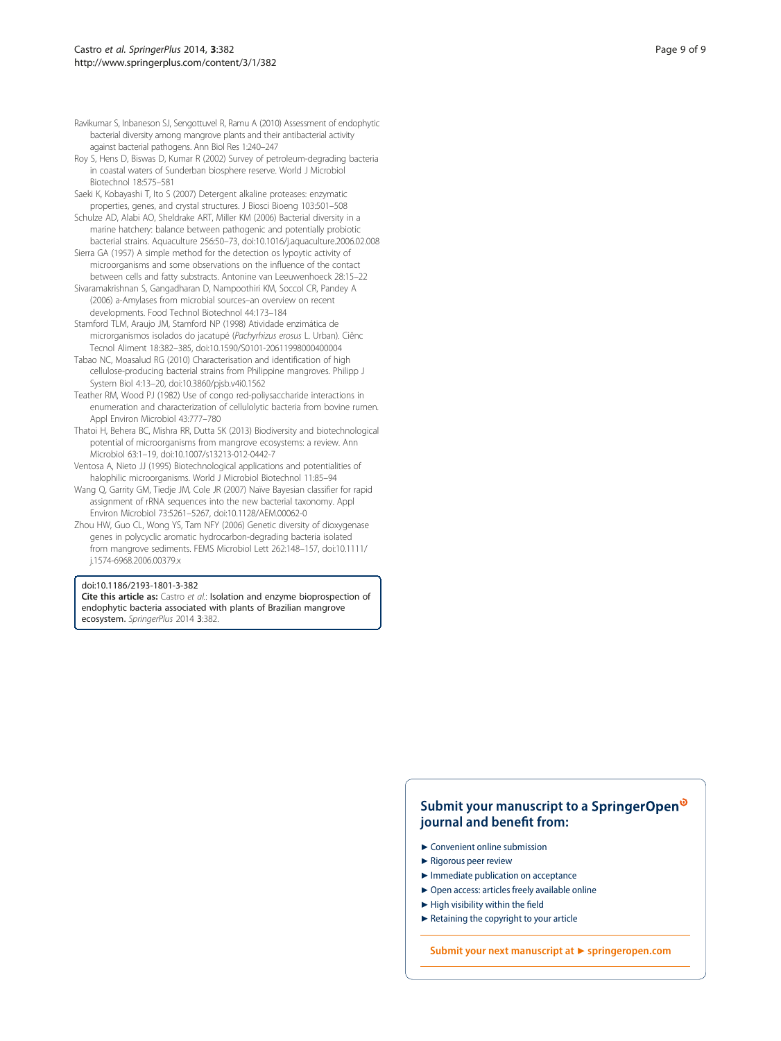Ravikumar S, Inbaneson SJ, Sengottuvel R, Ramu A (2010) Assessment of endophytic bacterial diversity among mangrove plants and their antibacterial activity against bacterial pathogens. Ann Biol Res 1:240–247

Roy S, Hens D, Biswas D, Kumar R (2002) Survey of petroleum-degrading bacteria in coastal waters of Sunderban biosphere reserve. World J Microbiol Biotechnol 18:575–581

Saeki K, Kobayashi T, Ito S (2007) Detergent alkaline proteases: enzymatic properties, genes, and crystal structures. J Biosci Bioeng 103:501–508

Schulze AD, Alabi AO, Sheldrake ART, Miller KM (2006) Bacterial diversity in a marine hatchery: balance between pathogenic and potentially probiotic bacterial strains. Aquaculture 256:50–73, doi:10.1016/j.aquaculture.2006.02.008

Sierra GA (1957) A simple method for the detection os lypoytic activity of microorganisms and some observations on the influence of the contact between cells and fatty substracts. Antonine van Leeuwenhoeck 28:15–22

Sivaramakrishnan S, Gangadharan D, Nampoothiri KM, Soccol CR, Pandey A (2006) a-Amylases from microbial sources–an overview on recent developments. Food Technol Biotechnol 44:173–184

Stamford TLM, Araujo JM, Stamford NP (1998) Atividade enzimática de microrganismos isolados do jacatupé (*Pachyrhizus erosus* L. Urban). Ciênc Tecnol Aliment 18:382–385, doi:10.1590/S0101-20611998000400004

Tabao NC, Moasalud RG (2010) Characterisation and identification of high cellulose-producing bacterial strains from Philippine mangroves. Philipp J System Biol 4:13–20, doi:10.3860/pjsb.v4i0.1562

Teather RM, Wood PJ (1982) Use of congo red-poliysaccharide interactions in enumeration and characterization of cellulolytic bacteria from bovine rumen. Appl Environ Microbiol 43:777–780

Thatoi H, Behera BC, Mishra RR, Dutta SK (2013) Biodiversity and biotechnological potential of microorganisms from mangrove ecosystems: a review. Ann Microbiol 63:1–19, doi:10.1007/s13213-012-0442-7

Ventosa A, Nieto JJ (1995) Biotechnological applications and potentialities of halophilic microorganisms. World J Microbiol Biotechnol 11:85–94

Wang Q, Garrity GM, Tiedje JM, Cole JR (2007) Naïve Bayesian classifier for rapid assignment of rRNA sequences into the new bacterial taxonomy. Appl Environ Microbiol 73:5261–5267, doi:10.1128/AEM.00062-0

Zhou HW, Guo CL, Wong YS, Tam NFY (2006) Genetic diversity of dioxygenase genes in polycyclic aromatic hydrocarbon-degrading bacteria isolated from mangrove sediments. FEMS Microbiol Lett 262:148–157, doi:10.1111/j.1574-6968.2006.00379.x

doi:10.1186/2193-1801-3-382

**Cite this article as:** Castro *et al.*: Isolation and enzyme bioprospection of endophytic bacteria associated with plants of Brazilian mangrove ecosystem. *SpringerPlus* 2014 **3**:382.

**Submit your manuscript to a SpringerOpen journal and benefit from:**

- ► Convenient online submission
- ► Rigorous peer review
- ► Immediate publication on acceptance
- ► Open access: articles freely available online
- ► High visibility within the field
- ► Retaining the copyright to your article

**Submit your next manuscript at ► springeropen.com**